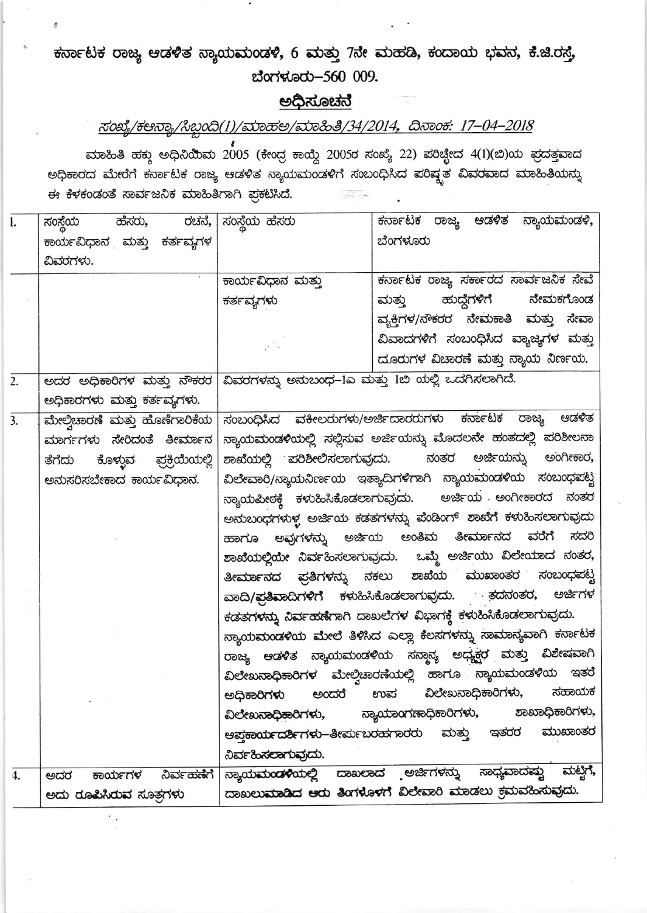# ಕರ್ನಾಟಕ ರಾಜ್ಯ ಆಡಳಿತ ನ್ಯಾಯಮಂಡಳಿ, 6 ಮತ್ತು 7ನೇ ಮಹಡಿ, ಕಂದಾಯ ಭವನ, ಕೆ.ಜಿ.ರಸ್ತೆ, ಬೆಂಗಳೂರು–560 009.

## ಅಧಿಸೂಚನೆ

*ಸಂಖ್ಯೆ/ಕಆನ್ಯಾ/ಸಿಬ್ಬಂದಿ(1)/ಮಾಹಅ/ಮಾಹಿತಿ/34/2014, ದಿನಾಂಕ: 17–04–2018*

ಮಾಹಿತಿ ಹಕ್ಕು ಅಧಿನಿಯಮ 2005 (ಕೇಂದ್ರ ಕಾಯ್ದೆ 2005ರ ಸಂಖ್ಯೆ 22) ಪರಿಚ್ಛೇದ 4(1)(ಬಿ)ಯ ಪ್ರದತ್ತವಾದ ಅಧಿಕಾರದ ಮೇರೆಗೆ ಕರ್ನಾಟಕ ರಾಜ್ಯ ಆಡಳಿತ ನ್ಯಾಯಮಂಡಳಿಗೆ ಸಂಬಂಧಿಸಿದ ಪರಿಷ್ಕೃತ ವಿವರವಾದ ಮಾಹಿತಿಯನ್ನು ಈ ಕೆಳಕಂಡಂತೆ ಸಾರ್ವಜನಿಕ ಮಾಹಿತಿಗಾಗಿ ಪ್ರಕಟಿಸಿದೆ.

| | | | |
|---|---|---|---|
| 1. | ಸಂಸ್ಥೆಯ ಹೆಸರು, ರಚನೆ, ಕಾರ್ಯವಿಧಾನ ಮತ್ತು ಕರ್ತವ್ಯಗಳ ವಿವರಗಳು. | ಸಂಸ್ಥೆಯ ಹೆಸರು | ಕರ್ನಾಟಕ ರಾಜ್ಯ ಆಡಳಿತ ನ್ಯಾಯಮಂಡಳಿ, ಬೆಂಗಳೂರು |
| | | ಕಾರ್ಯವಿಧಾನ ಮತ್ತು ಕರ್ತವ್ಯಗಳು | ಕರ್ನಾಟಕ ರಾಜ್ಯ ಸರ್ಕಾರದ ಸಾರ್ವಜನಿಕ ಸೇವೆ ಮತ್ತು ಹುದ್ದೆಗಳಿಗೆ ನೇಮಕಗೊಂಡ ವ್ಯಕ್ತಿಗಳ/ನೌಕರರ ನೇಮಕಾತಿ ಮತ್ತು ಸೇವಾ ವಿವಾದಗಳಿಗೆ ಸಂಬಂಧಿಸಿದ ವ್ಯಾಜ್ಯಗಳ ಮತ್ತು ದೂರುಗಳ ವಿಚಾರಣೆ ಮತ್ತು ನ್ಯಾಯ ನಿರ್ಣಯ. |
| 2. | ಅದರ ಅಧಿಕಾರಿಗಳ ಮತ್ತು ನೌಕರರ ಅಧಿಕಾರಗಳು ಮತ್ತು ಕರ್ತವ್ಯಗಳು. | ವಿವರಗಳನ್ನು ಅನುಬಂಧ–1ಎ ಮತ್ತು 1ಬಿ ಯಲ್ಲಿ ಒದಗಿಸಲಾಗಿದೆ. | |
| 3. | ಮೇಲ್ವಿಚಾರಣೆ ಮತ್ತು ಹೊಣೆಗಾರಿಕೆಯ ಮಾರ್ಗಗಳು ಸೇರಿದಂತೆ ತೀರ್ಮಾನ ತೆಗೆದು ಕೊಳ್ಳುವ ಪ್ರಕ್ರಿಯೆಯಲ್ಲಿ ಅನುಸರಿಸಬೇಕಾದ ಕಾರ್ಯವಿಧಾನ. | ಸಂಬಂಧಿಸಿದ ವಕೀಲರುಗಳು/ಅರ್ಜಿದಾರರುಗಳು ಕರ್ನಾಟಕ ರಾಜ್ಯ ಆಡಳಿತ ನ್ಯಾಯಮಂಡಳಿಯಲ್ಲಿ ಸಲ್ಲಿಸುವ ಅರ್ಜಿಯನ್ನು ಮೊದಲನೇ ಹಂತದಲ್ಲಿ ಪರಿಶೀಲನಾ ಶಾಖೆಯಲ್ಲಿ ಪರಿಶೀಲಿಸಲಾಗುವುದು. ನಂತರ ಅರ್ಜಿಯನ್ನು ಅಂಗೀಕಾರ, ವಿಲೇವಾರಿ/ನ್ಯಾಯನಿರ್ಣಯ ಇತ್ಯಾದಿಗಳಿಗಾಗಿ ನ್ಯಾಯಮಂಡಳಿಯ ಸಂಬಂಧಪಟ್ಟ ನ್ಯಾಯಪೀಠಕ್ಕೆ ಕಳುಹಿಸಿಕೊಡಲಾಗುವುದು. ಅರ್ಜಿಯ ಅಂಗೀಕಾರದ ನಂತರ ಅನುಬಂಧಗಳುಳ್ಳ ಅರ್ಜಿಯ ಕಡತಗಳನ್ನು ಪೆಂಡಿಂಗ್ ಶಾಖೆಗೆ ಕಳುಹಿಸಲಾಗುವುದು ಹಾಗೂ ಅವುಗಳನ್ನು ಅರ್ಜಿಯ ಅಂತಿಮ ತೀರ್ಮಾನದ ವರೆಗೆ ಸದರಿ ಶಾಖೆಯಲ್ಲಿಯೇ ನಿರ್ವಹಿಸಲಾಗುವುದು. ಒಮ್ಮೆ ಅರ್ಜಿಯು ವಿಲೇಯಾದ ನಂತರ, ತೀರ್ಮಾನದ ಪ್ರತಿಗಳನ್ನು ನಕಲು ಶಾಖೆಯ ಮುಖಾಂತರ ಸಂಬಂಧಪಟ್ಟ ವಾದಿ/ಪ್ರತಿವಾದಿಗಳಿಗೆ ಕಳುಹಿಸಿಕೊಡಲಾಗುವುದು. ತದನಂತರ, ಅರ್ಜಿಗಳ ಕಡತಗಳನ್ನು ನಿರ್ವಹಣೆಗಾಗಿ ದಾಖಲೆಗಳ ವಿಭಾಗಕ್ಕೆ ಕಳುಹಿಸಿಕೊಡಲಾಗುವುದು.<br>ನ್ಯಾಯಮಂಡಳಿಯ ಮೇಲೆ ತಿಳಿಸಿದ ಎಲ್ಲಾ ಕೆಲಸಗಳನ್ನು ಸಾಮಾನ್ಯವಾಗಿ ಕರ್ನಾಟಕ ರಾಜ್ಯ ಆಡಳಿತ ನ್ಯಾಯಮಂಡಳಿಯ ಸನ್ಮಾನ್ಯ ಅಧ್ಯಕ್ಷರ ಮತ್ತು ವಿಶೇಷವಾಗಿ ವಿಲೇಖನಾಧಿಕಾರಿಗಳ ಮೇಲ್ವಿಚಾರಣೆಯಲ್ಲಿ ಹಾಗೂ ನ್ಯಾಯಮಂಡಳಿಯ ಇತರೆ ಅಧಿಕಾರಿಗಳು ಅಂದರೆ ಉಪ ವಿಲೇಖನಾಧಿಕಾರಿಗಳು, ಸಹಾಯಕ ವಿಲೇಖನಾಧಿಕಾರಿಗಳು, ನ್ಯಾಯಾಂಗಣಾಧಿಕಾರಿಗಳು, ಶಾಖಾಧಿಕಾರಿಗಳು, ಆಪ್ತಕಾರ್ಯದರ್ಶಿಗಳು–ತೀರ್ಪುಬರಹಗಾರರು ಮತ್ತು ಇತರರ ಮುಖಾಂತರ ನಿರ್ವಹಿಸಲಾಗುವುದು. | |
| 4. | ಅದರ ಕಾರ್ಯಗಳ ನಿರ್ವಹಣೆಗೆ ಅದು ರೂಪಿಸಿರುವ ಸೂತ್ರಗಳು | ನ್ಯಾಯಮಂಡಳಿಯಲ್ಲಿ ದಾಖಲಾದ ಅರ್ಜಿಗಳನ್ನು ಸಾಧ್ಯವಾದಷ್ಟು ಮಟ್ಟಿಗೆ, ದಾಖಲುಮಾಡಿದ ಆರು ತಿಂಗಳೊಳಗೆ ವಿಲೇವಾರಿ ಮಾಡಲು ಕ್ರಮವಹಿಸುವುದು. | |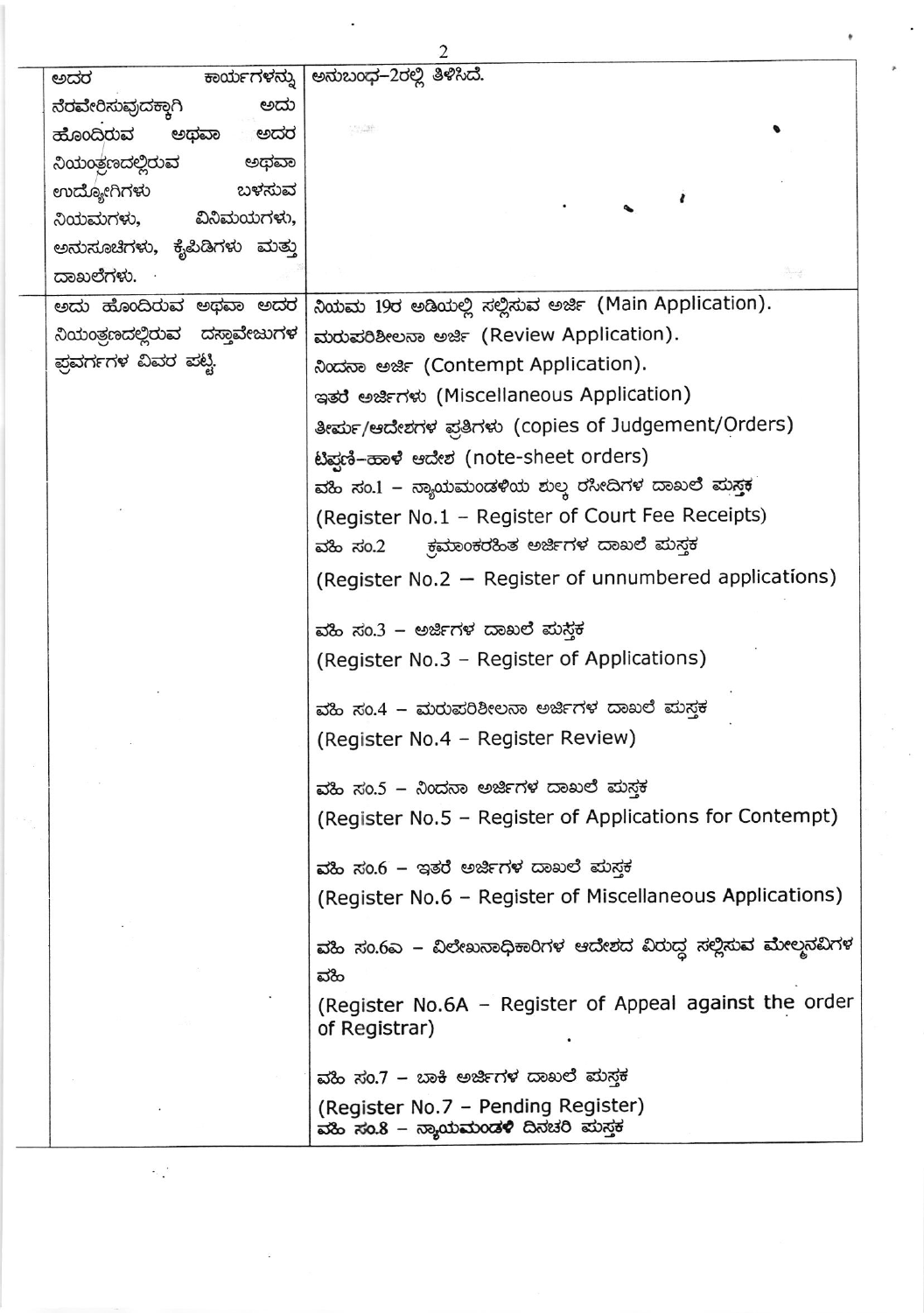| | |
|---|---|
| ಅದರ ಕಾರ್ಯಗಳನ್ನು ನೆರವೇರಿಸುವುದಕ್ಕಾಗಿ ಅದು ಹೊಂದಿರುವ ಅಥವಾ ಅದರ ನಿಯಂತ್ರಣದಲ್ಲಿರುವ ಅಥವಾ ಉದ್ಯೋಗಿಗಳು ಬಳಸುವ ನಿಯಮಗಳು, ವಿನಿಮಯಗಳು, ಅನುಸೂಚಿಗಳು, ಕೈಪಿಡಿಗಳು ಮತ್ತು ದಾಖಲೆಗಳು. | ಅನುಬಂಧ-2ರಲ್ಲಿ ತಿಳಿಸಿದೆ. |
| ಅದು ಹೊಂದಿರುವ ಅಥವಾ ಅದರ ನಿಯಂತ್ರಣದಲ್ಲಿರುವ ದಸ್ತಾವೇಜುಗಳ ಪ್ರವರ್ಗಗಳ ವಿವರ ಪಟ್ಟಿ. | ನಿಯಮ 19ರ ಅಡಿಯಲ್ಲಿ ಸಲ್ಲಿಸುವ ಅರ್ಜಿ (Main Application).<br>ಮರುಪರಿಶೀಲನಾ ಅರ್ಜಿ (Review Application).<br>ನಿಂದನಾ ಅರ್ಜಿ (Contempt Application).<br>ಇತರೆ ಅರ್ಜಿಗಳು (Miscellaneous Application)<br>ತೀರ್ಮ/ಆದೇಶಗಳ ಪ್ರತಿಗಳು (copies of Judgement/Orders)<br>ಟಿಪ್ಪಣಿ-ಹಾಳೆ ಆದೇಶ (note-sheet orders)<br>ವಹಿ ಸಂ.1 – ನ್ಯಾಯಮಂಡಳಿಯ ಶುಲ್ಕ ರಸೀದಿಗಳ ದಾಖಲೆ ಪುಸ್ತಕ<br>(Register No.1 – Register of Court Fee Receipts)<br>ವಹಿ ಸಂ.2 ಕ್ರಮಾಂಕರಹಿತ ಅರ್ಜಿಗಳ ದಾಖಲೆ ಪುಸ್ತಕ<br>(Register No.2 – Register of unnumbered applications)<br>ವಹಿ ಸಂ.3 – ಅರ್ಜಿಗಳ ದಾಖಲೆ ಪುಸ್ತಕ<br>(Register No.3 – Register of Applications)<br>ವಹಿ ಸಂ.4 – ಮರುಪರಿಶೀಲನಾ ಅರ್ಜಿಗಳ ದಾಖಲೆ ಪುಸ್ತಕ<br>(Register No.4 – Register Review)<br>ವಹಿ ಸಂ.5 – ನಿಂದನಾ ಅರ್ಜಿಗಳ ದಾಖಲೆ ಪುಸ್ತಕ<br>(Register No.5 – Register of Applications for Contempt)<br>ವಹಿ ಸಂ.6 – ಇತರೆ ಅರ್ಜಿಗಳ ದಾಖಲೆ ಪುಸ್ತಕ<br>(Register No.6 – Register of Miscellaneous Applications)<br>ವಹಿ ಸಂ.6ಎ – ವಿಲೇಖನಾಧಿಕಾರಿಗಳ ಆದೇಶದ ವಿರುದ್ಧ ಸಲ್ಲಿಸುವ ಮೇಲ್ಮನವಿಗಳ ವಹಿ<br>(Register No.6A – Register of Appeal against the order of Registrar)<br>ವಹಿ ಸಂ.7 – ಬಾಕಿ ಅರ್ಜಿಗಳ ದಾಖಲೆ ಪುಸ್ತಕ<br>(Register No.7 – Pending Register)<br>ವಹಿ ಸಂ.8 – ನ್ಯಾಯಮಂಡಳಿ ದಿನಚರಿ ಪುಸ್ತಕ |